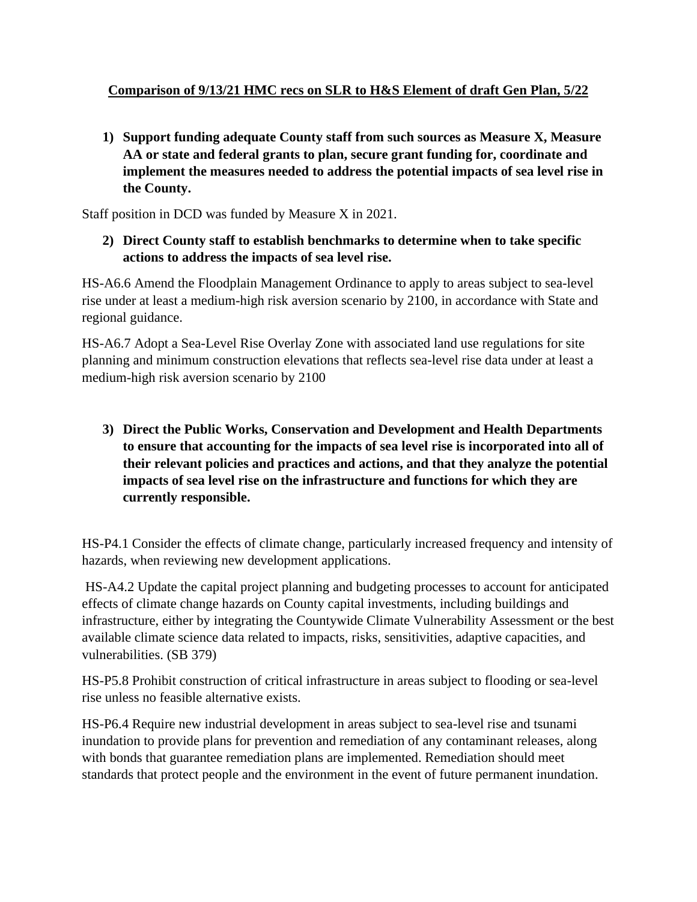**Comparison of 9/13/21 HMC recs on SLR to H&S Element of draft Gen Plan, 5/22**

1) **Support funding adequate County staff from such sources as Measure X, Measure AA or state and federal grants to plan, secure grant funding for, coordinate and implement the measures needed to address the potential impacts of sea level rise in the County.**

Staff position in DCD was funded by Measure X in 2021.

2) **Direct County staff to establish benchmarks to determine when to take specific actions to address the impacts of sea level rise.**

HS-A6.6 Amend the Floodplain Management Ordinance to apply to areas subject to sea-level rise under at least a medium-high risk aversion scenario by 2100, in accordance with State and regional guidance.

HS-A6.7 Adopt a Sea-Level Rise Overlay Zone with associated land use regulations for site planning and minimum construction elevations that reflects sea-level rise data under at least a medium-high risk aversion scenario by 2100

3) **Direct the Public Works, Conservation and Development and Health Departments to ensure that accounting for the impacts of sea level rise is incorporated into all of their relevant policies and practices and actions, and that they analyze the potential impacts of sea level rise on the infrastructure and functions for which they are currently responsible.**

HS-P4.1 Consider the effects of climate change, particularly increased frequency and intensity of hazards, when reviewing new development applications.

HS-A4.2 Update the capital project planning and budgeting processes to account for anticipated effects of climate change hazards on County capital investments, including buildings and infrastructure, either by integrating the Countywide Climate Vulnerability Assessment or the best available climate science data related to impacts, risks, sensitivities, adaptive capacities, and vulnerabilities. (SB 379)

HS-P5.8 Prohibit construction of critical infrastructure in areas subject to flooding or sea-level rise unless no feasible alternative exists.

HS-P6.4 Require new industrial development in areas subject to sea-level rise and tsunami inundation to provide plans for prevention and remediation of any contaminant releases, along with bonds that guarantee remediation plans are implemented. Remediation should meet standards that protect people and the environment in the event of future permanent inundation.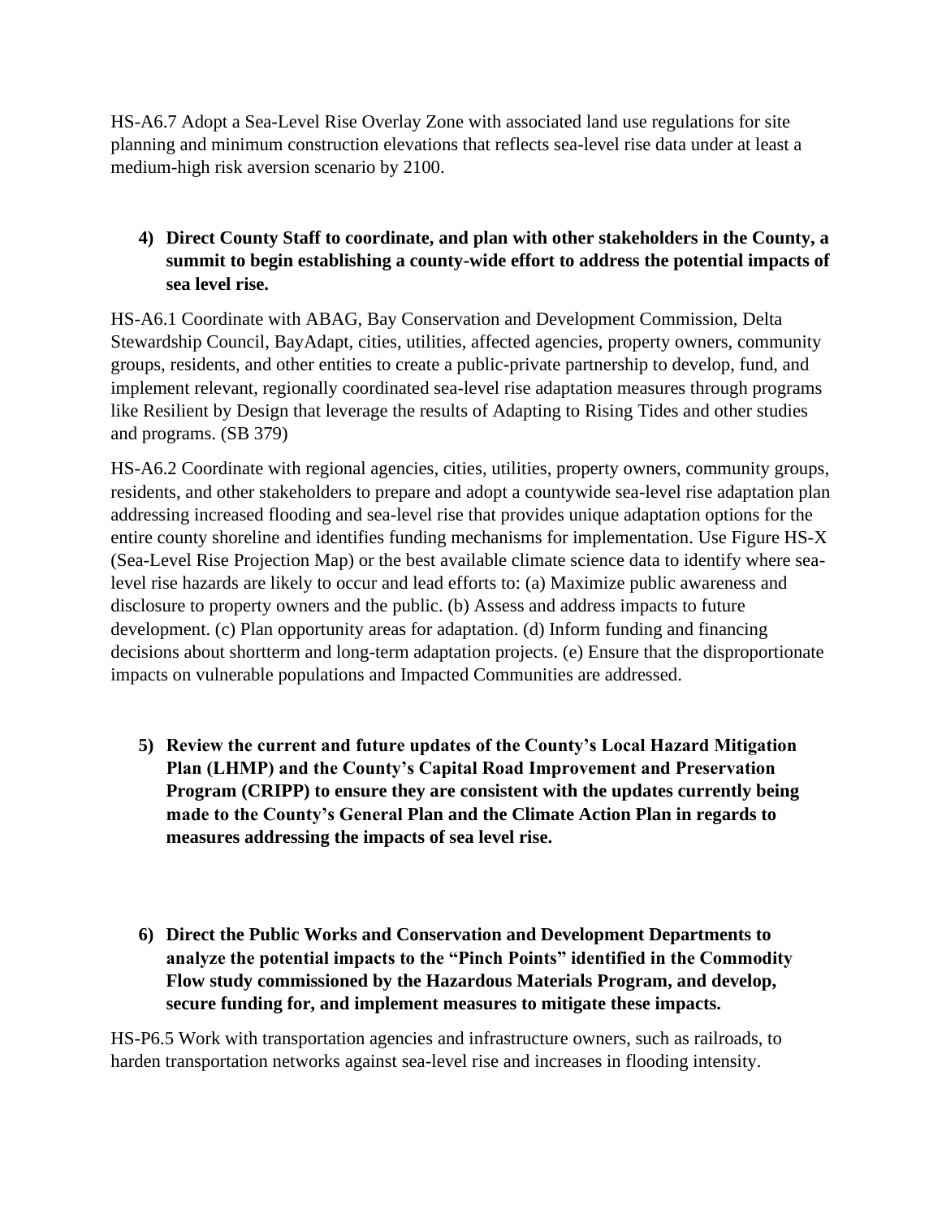HS-A6.7 Adopt a Sea-Level Rise Overlay Zone with associated land use regulations for site planning and minimum construction elevations that reflects sea-level rise data under at least a medium-high risk aversion scenario by 2100.

4) **Direct County Staff to coordinate, and plan with other stakeholders in the County, a summit to begin establishing a county-wide effort to address the potential impacts of sea level rise.**

HS-A6.1 Coordinate with ABAG, Bay Conservation and Development Commission, Delta Stewardship Council, BayAdapt, cities, utilities, affected agencies, property owners, community groups, residents, and other entities to create a public-private partnership to develop, fund, and implement relevant, regionally coordinated sea-level rise adaptation measures through programs like Resilient by Design that leverage the results of Adapting to Rising Tides and other studies and programs. (SB 379)

HS-A6.2 Coordinate with regional agencies, cities, utilities, property owners, community groups, residents, and other stakeholders to prepare and adopt a countywide sea-level rise adaptation plan addressing increased flooding and sea-level rise that provides unique adaptation options for the entire county shoreline and identifies funding mechanisms for implementation. Use Figure HS-X (Sea-Level Rise Projection Map) or the best available climate science data to identify where sea-level rise hazards are likely to occur and lead efforts to: (a) Maximize public awareness and disclosure to property owners and the public. (b) Assess and address impacts to future development. (c) Plan opportunity areas for adaptation. (d) Inform funding and financing decisions about shortterm and long-term adaptation projects. (e) Ensure that the disproportionate impacts on vulnerable populations and Impacted Communities are addressed.

5) **Review the current and future updates of the County's Local Hazard Mitigation Plan (LHMP) and the County's Capital Road Improvement and Preservation Program (CRIPP) to ensure they are consistent with the updates currently being made to the County's General Plan and the Climate Action Plan in regards to measures addressing the impacts of sea level rise.**

6) **Direct the Public Works and Conservation and Development Departments to analyze the potential impacts to the "Pinch Points" identified in the Commodity Flow study commissioned by the Hazardous Materials Program, and develop, secure funding for, and implement measures to mitigate these impacts.**

HS-P6.5 Work with transportation agencies and infrastructure owners, such as railroads, to harden transportation networks against sea-level rise and increases in flooding intensity.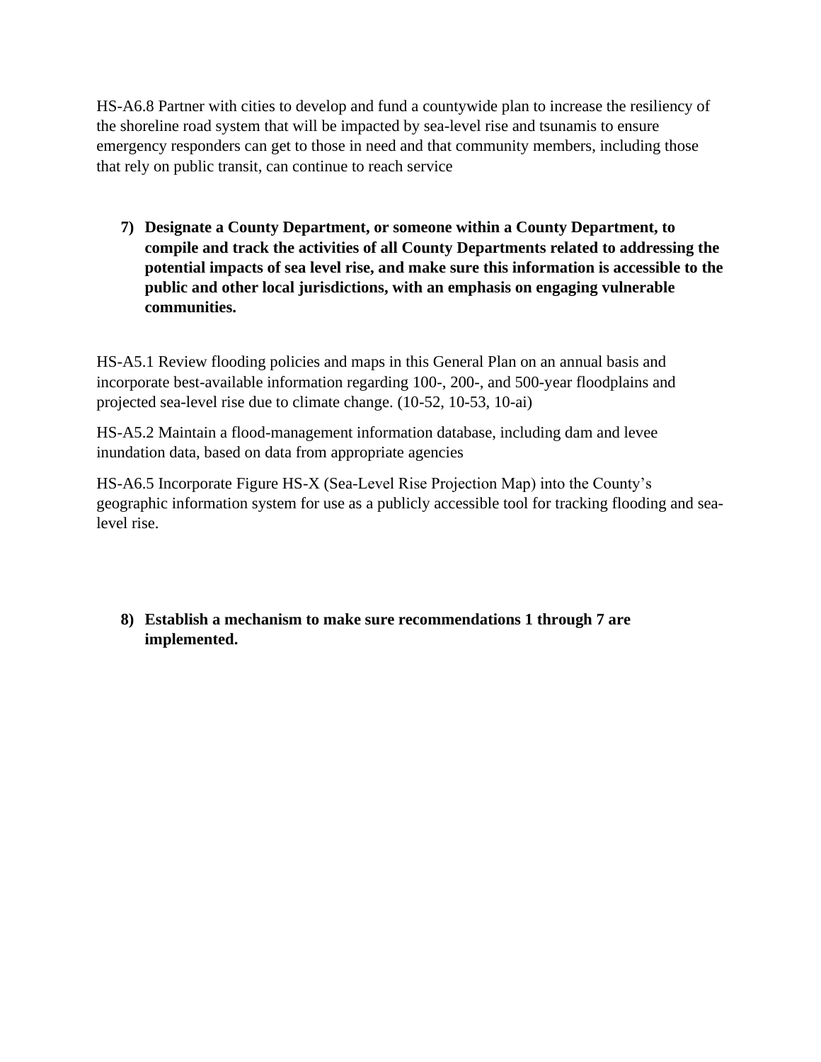HS-A6.8 Partner with cities to develop and fund a countywide plan to increase the resiliency of the shoreline road system that will be impacted by sea-level rise and tsunamis to ensure emergency responders can get to those in need and that community members, including those that rely on public transit, can continue to reach service

7) **Designate a County Department, or someone within a County Department, to compile and track the activities of all County Departments related to addressing the potential impacts of sea level rise, and make sure this information is accessible to the public and other local jurisdictions, with an emphasis on engaging vulnerable communities.**

HS-A5.1 Review flooding policies and maps in this General Plan on an annual basis and incorporate best-available information regarding 100-, 200-, and 500-year floodplains and projected sea-level rise due to climate change. (10-52, 10-53, 10-ai)

HS-A5.2 Maintain a flood-management information database, including dam and levee inundation data, based on data from appropriate agencies

HS-A6.5 Incorporate Figure HS-X (Sea-Level Rise Projection Map) into the County's geographic information system for use as a publicly accessible tool for tracking flooding and sea-level rise.

8) **Establish a mechanism to make sure recommendations 1 through 7 are implemented.**